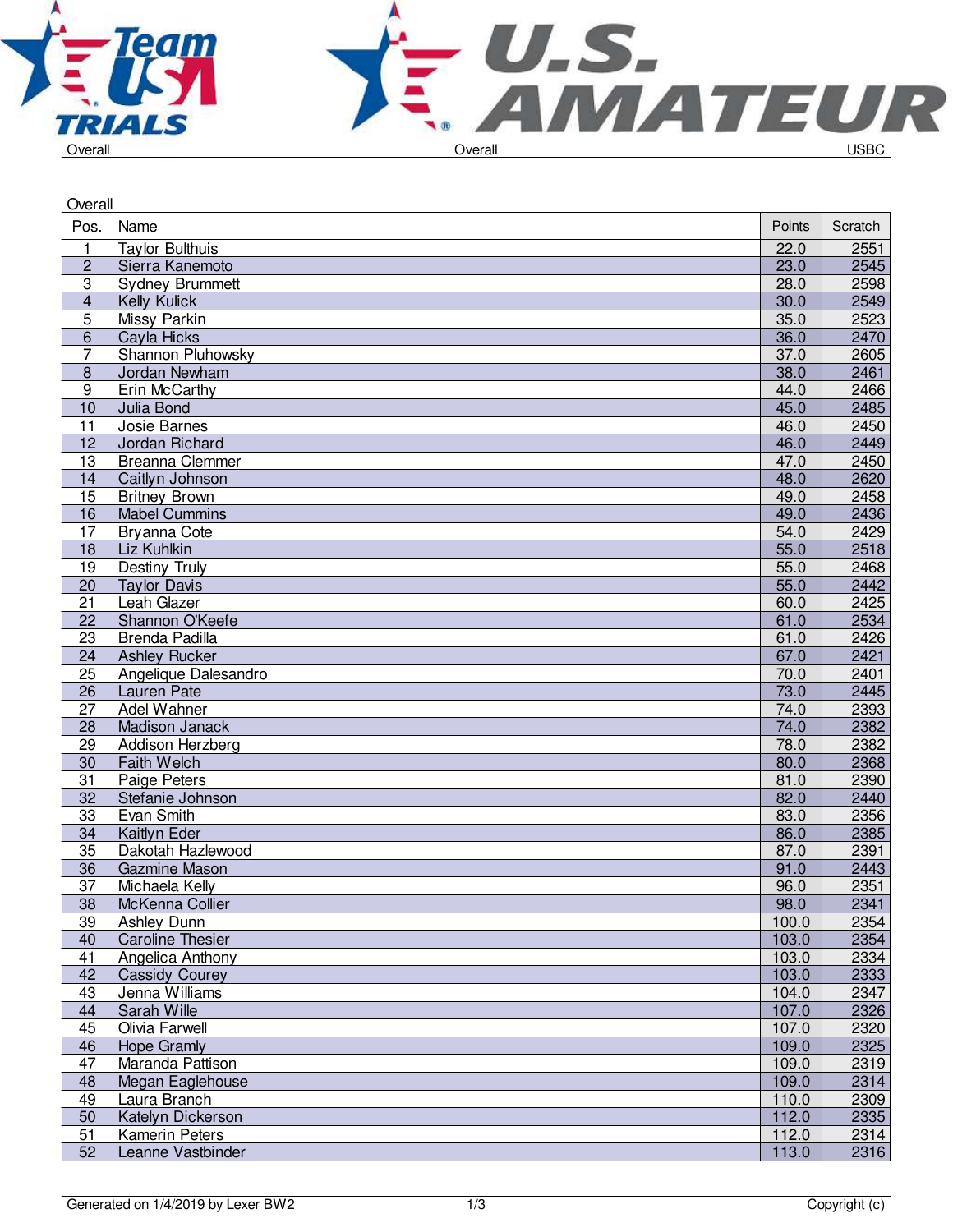Overall | Overall | USBC

## Overall

| Pos. | Name | Points | Scratch |
|---|---|---|---|
| 1 | Taylor Bulthuis | 22.0 | 2551 |
| 2 | Sierra Kanemoto | 23.0 | 2545 |
| 3 | Sydney Brummett | 28.0 | 2598 |
| 4 | Kelly Kulick | 30.0 | 2549 |
| 5 | Missy Parkin | 35.0 | 2523 |
| 6 | Cayla Hicks | 36.0 | 2470 |
| 7 | Shannon Pluhowsky | 37.0 | 2605 |
| 8 | Jordan Newham | 38.0 | 2461 |
| 9 | Erin McCarthy | 44.0 | 2466 |
| 10 | Julia Bond | 45.0 | 2485 |
| 11 | Josie Barnes | 46.0 | 2450 |
| 12 | Jordan Richard | 46.0 | 2449 |
| 13 | Breanna Clemmer | 47.0 | 2450 |
| 14 | Caitlyn Johnson | 48.0 | 2620 |
| 15 | Britney Brown | 49.0 | 2458 |
| 16 | Mabel Cummins | 49.0 | 2436 |
| 17 | Bryanna Cote | 54.0 | 2429 |
| 18 | Liz Kuhlkin | 55.0 | 2518 |
| 19 | Destiny Truly | 55.0 | 2468 |
| 20 | Taylor Davis | 55.0 | 2442 |
| 21 | Leah Glazer | 60.0 | 2425 |
| 22 | Shannon O'Keefe | 61.0 | 2534 |
| 23 | Brenda Padilla | 61.0 | 2426 |
| 24 | Ashley Rucker | 67.0 | 2421 |
| 25 | Angelique Dalesandro | 70.0 | 2401 |
| 26 | Lauren Pate | 73.0 | 2445 |
| 27 | Adel Wahner | 74.0 | 2393 |
| 28 | Madison Janack | 74.0 | 2382 |
| 29 | Addison Herzberg | 78.0 | 2382 |
| 30 | Faith Welch | 80.0 | 2368 |
| 31 | Paige Peters | 81.0 | 2390 |
| 32 | Stefanie Johnson | 82.0 | 2440 |
| 33 | Evan Smith | 83.0 | 2356 |
| 34 | Kaitlyn Eder | 86.0 | 2385 |
| 35 | Dakotah Hazlewood | 87.0 | 2391 |
| 36 | Gazmine Mason | 91.0 | 2443 |
| 37 | Michaela Kelly | 96.0 | 2351 |
| 38 | McKenna Collier | 98.0 | 2341 |
| 39 | Ashley Dunn | 100.0 | 2354 |
| 40 | Caroline Thesier | 103.0 | 2354 |
| 41 | Angelica Anthony | 103.0 | 2334 |
| 42 | Cassidy Courey | 103.0 | 2333 |
| 43 | Jenna Williams | 104.0 | 2347 |
| 44 | Sarah Wille | 107.0 | 2326 |
| 45 | Olivia Farwell | 107.0 | 2320 |
| 46 | Hope Gramly | 109.0 | 2325 |
| 47 | Maranda Pattison | 109.0 | 2319 |
| 48 | Megan Eaglehouse | 109.0 | 2314 |
| 49 | Laura Branch | 110.0 | 2309 |
| 50 | Katelyn Dickerson | 112.0 | 2335 |
| 51 | Kamerin Peters | 112.0 | 2314 |
| 52 | Leanne Vastbinder | 113.0 | 2316 |

Generated on 1/4/2019 by Lexer BW2 | Copyright (c)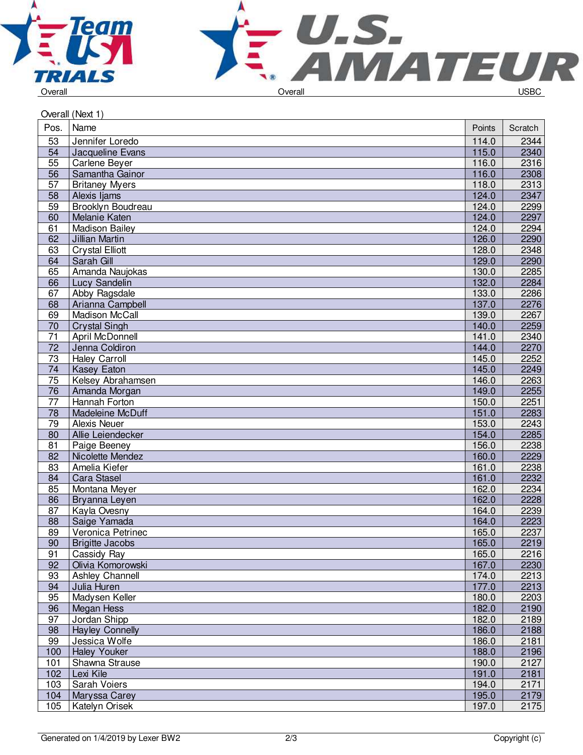Overall (Next 1)

| Pos. | Name | Points | Scratch |
|---|---|---|---|
| 53 | Jennifer Loredo | 114.0 | 2344 |
| 54 | Jacqueline Evans | 115.0 | 2340 |
| 55 | Carlene Beyer | 116.0 | 2316 |
| 56 | Samantha Gainor | 116.0 | 2308 |
| 57 | Britaney Myers | 118.0 | 2313 |
| 58 | Alexis Ijams | 124.0 | 2347 |
| 59 | Brooklyn Boudreau | 124.0 | 2299 |
| 60 | Melanie Katen | 124.0 | 2297 |
| 61 | Madison Bailey | 124.0 | 2294 |
| 62 | Jillian Martin | 126.0 | 2290 |
| 63 | Crystal Elliott | 128.0 | 2348 |
| 64 | Sarah Gill | 129.0 | 2290 |
| 65 | Amanda Naujokas | 130.0 | 2285 |
| 66 | Lucy Sandelin | 132.0 | 2284 |
| 67 | Abby Ragsdale | 133.0 | 2286 |
| 68 | Arianna Campbell | 137.0 | 2276 |
| 69 | Madison McCall | 139.0 | 2267 |
| 70 | Crystal Singh | 140.0 | 2259 |
| 71 | April McDonnell | 141.0 | 2340 |
| 72 | Jenna Coldiron | 144.0 | 2270 |
| 73 | Haley Carroll | 145.0 | 2252 |
| 74 | Kasey Eaton | 145.0 | 2249 |
| 75 | Kelsey Abrahamsen | 146.0 | 2263 |
| 76 | Amanda Morgan | 149.0 | 2255 |
| 77 | Hannah Forton | 150.0 | 2251 |
| 78 | Madeleine McDuff | 151.0 | 2283 |
| 79 | Alexis Neuer | 153.0 | 2243 |
| 80 | Allie Leiendecker | 154.0 | 2285 |
| 81 | Paige Beeney | 156.0 | 2238 |
| 82 | Nicolette Mendez | 160.0 | 2229 |
| 83 | Amelia Kiefer | 161.0 | 2238 |
| 84 | Cara Stasel | 161.0 | 2232 |
| 85 | Montana Meyer | 162.0 | 2234 |
| 86 | Bryanna Leyen | 162.0 | 2228 |
| 87 | Kayla Ovesny | 164.0 | 2239 |
| 88 | Saige Yamada | 164.0 | 2223 |
| 89 | Veronica Petrinec | 165.0 | 2237 |
| 90 | Brigitte Jacobs | 165.0 | 2219 |
| 91 | Cassidy Ray | 165.0 | 2216 |
| 92 | Olivia Komorowski | 167.0 | 2230 |
| 93 | Ashley Channell | 174.0 | 2213 |
| 94 | Julia Huren | 177.0 | 2213 |
| 95 | Madysen Keller | 180.0 | 2203 |
| 96 | Megan Hess | 182.0 | 2190 |
| 97 | Jordan Shipp | 182.0 | 2189 |
| 98 | Hayley Connelly | 186.0 | 2188 |
| 99 | Jessica Wolfe | 186.0 | 2181 |
| 100 | Haley Youker | 188.0 | 2196 |
| 101 | Shawna Strause | 190.0 | 2127 |
| 102 | Lexi Kile | 191.0 | 2181 |
| 103 | Sarah Voiers | 194.0 | 2171 |
| 104 | Maryssa Carey | 195.0 | 2179 |
| 105 | Katelyn Orisek | 197.0 | 2175 |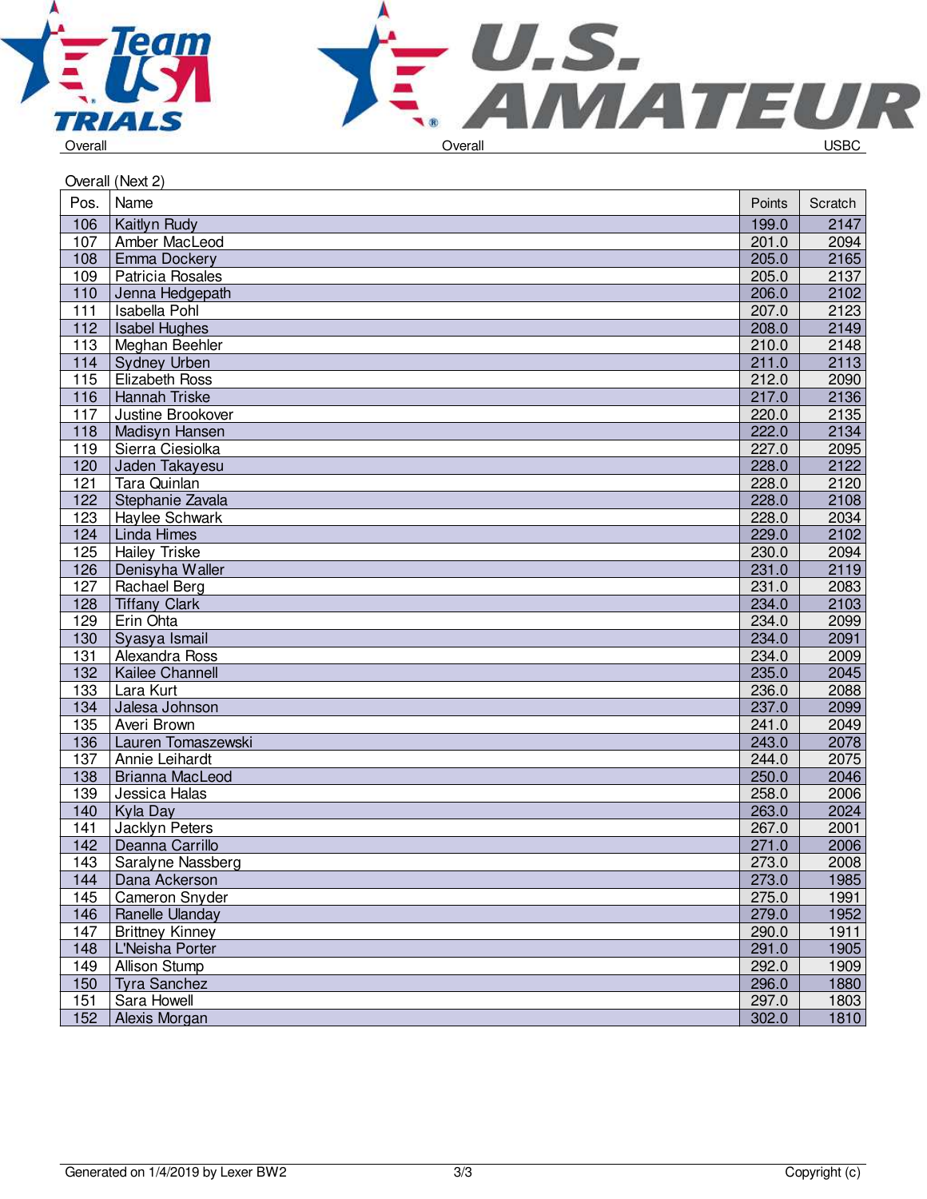Overall | Overall | USBC

Overall (Next 2)

| Pos. | Name | Points | Scratch |
|---|---|---|---|
| 106 | Kaitlyn Rudy | 199.0 | 2147 |
| 107 | Amber MacLeod | 201.0 | 2094 |
| 108 | Emma Dockery | 205.0 | 2165 |
| 109 | Patricia Rosales | 205.0 | 2137 |
| 110 | Jenna Hedgepath | 206.0 | 2102 |
| 111 | Isabella Pohl | 207.0 | 2123 |
| 112 | Isabel Hughes | 208.0 | 2149 |
| 113 | Meghan Beehler | 210.0 | 2148 |
| 114 | Sydney Urben | 211.0 | 2113 |
| 115 | Elizabeth Ross | 212.0 | 2090 |
| 116 | Hannah Triske | 217.0 | 2136 |
| 117 | Justine Brookover | 220.0 | 2135 |
| 118 | Madisyn Hansen | 222.0 | 2134 |
| 119 | Sierra Ciesiolka | 227.0 | 2095 |
| 120 | Jaden Takayesu | 228.0 | 2122 |
| 121 | Tara Quinlan | 228.0 | 2120 |
| 122 | Stephanie Zavala | 228.0 | 2108 |
| 123 | Haylee Schwark | 228.0 | 2034 |
| 124 | Linda Himes | 229.0 | 2102 |
| 125 | Hailey Triske | 230.0 | 2094 |
| 126 | Denisyha Waller | 231.0 | 2119 |
| 127 | Rachael Berg | 231.0 | 2083 |
| 128 | Tiffany Clark | 234.0 | 2103 |
| 129 | Erin Ohta | 234.0 | 2099 |
| 130 | Syasya Ismail | 234.0 | 2091 |
| 131 | Alexandra Ross | 234.0 | 2009 |
| 132 | Kailee Channell | 235.0 | 2045 |
| 133 | Lara Kurt | 236.0 | 2088 |
| 134 | Jalesa Johnson | 237.0 | 2099 |
| 135 | Averi Brown | 241.0 | 2049 |
| 136 | Lauren Tomaszewski | 243.0 | 2078 |
| 137 | Annie Leihardt | 244.0 | 2075 |
| 138 | Brianna MacLeod | 250.0 | 2046 |
| 139 | Jessica Halas | 258.0 | 2006 |
| 140 | Kyla Day | 263.0 | 2024 |
| 141 | Jacklyn Peters | 267.0 | 2001 |
| 142 | Deanna Carrillo | 271.0 | 2006 |
| 143 | Saralyne Nassberg | 273.0 | 2008 |
| 144 | Dana Ackerson | 273.0 | 1985 |
| 145 | Cameron Snyder | 275.0 | 1991 |
| 146 | Ranelle Ulanday | 279.0 | 1952 |
| 147 | Brittney Kinney | 290.0 | 1911 |
| 148 | L'Neisha Porter | 291.0 | 1905 |
| 149 | Allison Stump | 292.0 | 1909 |
| 150 | Tyra Sanchez | 296.0 | 1880 |
| 151 | Sara Howell | 297.0 | 1803 |
| 152 | Alexis Morgan | 302.0 | 1810 |

Generated on 1/4/2019 by Lexer BW2 | Copyright (c)